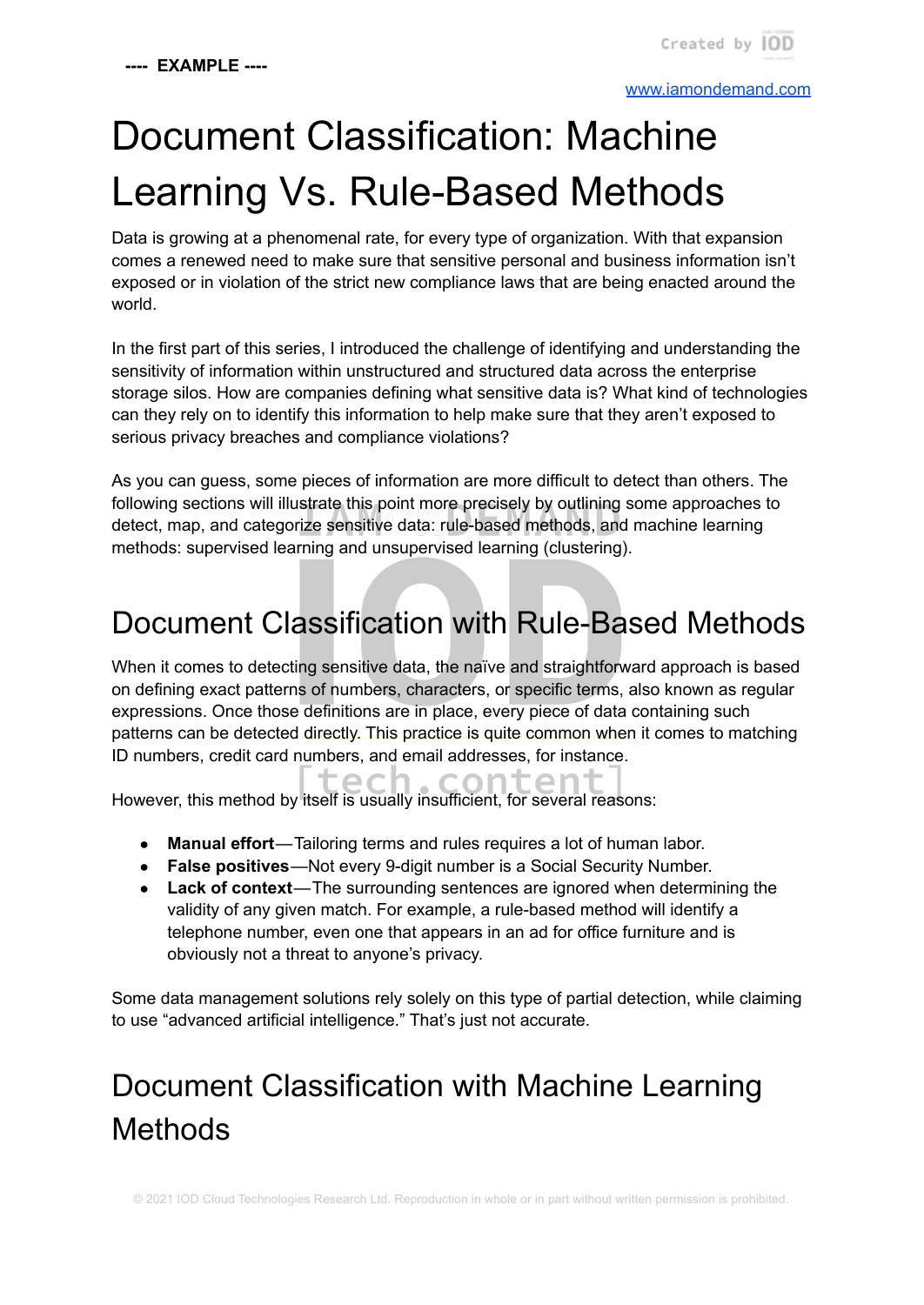---- EXAMPLE ----

# Document Classification: Machine Learning Vs. Rule-Based Methods

Data is growing at a phenomenal rate, for every type of organization. With that expansion comes a renewed need to make sure that sensitive personal and business information isn't exposed or in violation of the strict new compliance laws that are being enacted around the world.

In the first part of this series, I introduced the challenge of identifying and understanding the sensitivity of information within unstructured and structured data across the enterprise storage silos. How are companies defining what sensitive data is? What kind of technologies can they rely on to identify this information to help make sure that they aren't exposed to serious privacy breaches and compliance violations?

As you can guess, some pieces of information are more difficult to detect than others. The following sections will illustrate this point more precisely by outlining some approaches to detect, map, and categorize sensitive data: rule-based methods, and machine learning methods: supervised learning and unsupervised learning (clustering).

## Document Classification with Rule-Based Methods

When it comes to detecting sensitive data, the naïve and straightforward approach is based on defining exact patterns of numbers, characters, or specific terms, also known as regular expressions. Once those definitions are in place, every piece of data containing such patterns can be detected directly. This practice is quite common when it comes to matching ID numbers, credit card numbers, and email addresses, for instance.

However, this method by itself is usually insufficient, for several reasons:

- **Manual effort**—Tailoring terms and rules requires a lot of human labor.
- **False positives**—Not every 9-digit number is a Social Security Number.
- **Lack of context**—The surrounding sentences are ignored when determining the validity of any given match. For example, a rule-based method will identify a telephone number, even one that appears in an ad for office furniture and is obviously not a threat to anyone's privacy.

Some data management solutions rely solely on this type of partial detection, while claiming to use "advanced artificial intelligence." That's just not accurate.

## Document Classification with Machine Learning Methods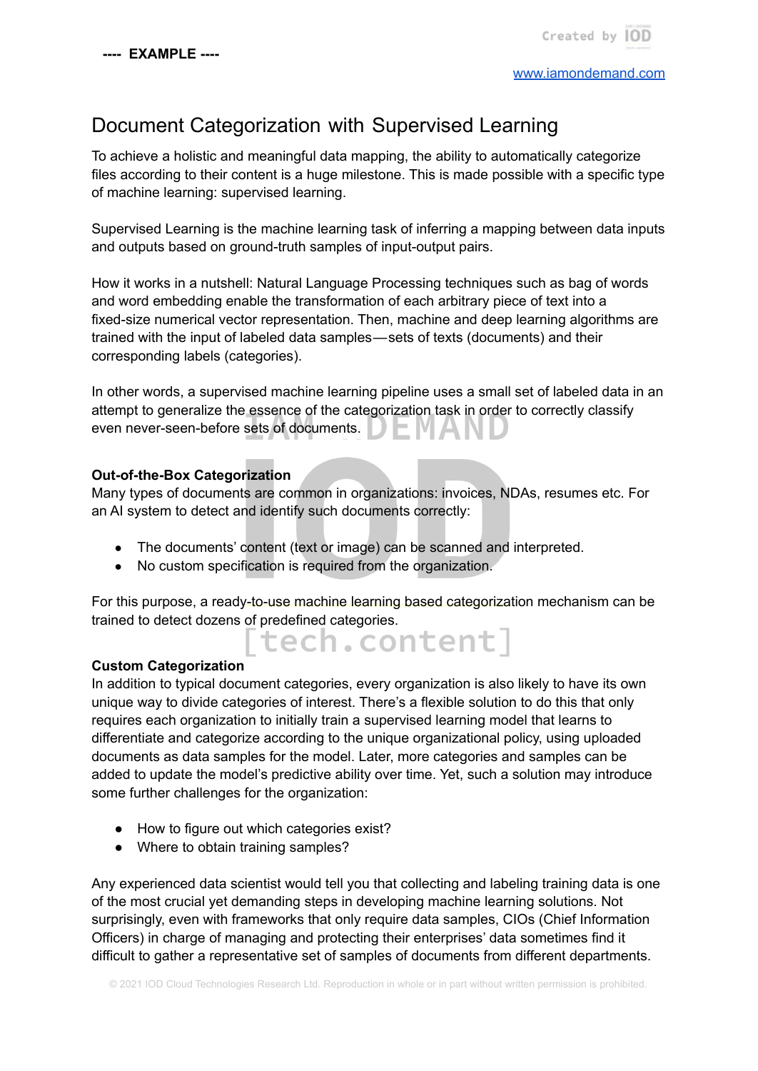---- EXAMPLE ----

# Document Categorization with Supervised Learning

To achieve a holistic and meaningful data mapping, the ability to automatically categorize files according to their content is a huge milestone. This is made possible with a specific type of machine learning: supervised learning.

Supervised Learning is the machine learning task of inferring a mapping between data inputs and outputs based on ground-truth samples of input-output pairs.

How it works in a nutshell: Natural Language Processing techniques such as bag of words and word embedding enable the transformation of each arbitrary piece of text into a fixed-size numerical vector representation. Then, machine and deep learning algorithms are trained with the input of labeled data samples—sets of texts (documents) and their corresponding labels (categories).

In other words, a supervised machine learning pipeline uses a small set of labeled data in an attempt to generalize the essence of the categorization task in order to correctly classify even never-seen-before sets of documents.

**Out-of-the-Box Categorization**

Many types of documents are common in organizations: invoices, NDAs, resumes etc. For an AI system to detect and identify such documents correctly:

- The documents' content (text or image) can be scanned and interpreted.
- No custom specification is required from the organization.

For this purpose, a ready-to-use machine learning based categorization mechanism can be trained to detect dozens of predefined categories.

**Custom Categorization**

In addition to typical document categories, every organization is also likely to have its own unique way to divide categories of interest. There's a flexible solution to do this that only requires each organization to initially train a supervised learning model that learns to differentiate and categorize according to the unique organizational policy, using uploaded documents as data samples for the model. Later, more categories and samples can be added to update the model's predictive ability over time. Yet, such a solution may introduce some further challenges for the organization:

- How to figure out which categories exist?
- Where to obtain training samples?

Any experienced data scientist would tell you that collecting and labeling training data is one of the most crucial yet demanding steps in developing machine learning solutions. Not surprisingly, even with frameworks that only require data samples, CIOs (Chief Information Officers) in charge of managing and protecting their enterprises' data sometimes find it difficult to gather a representative set of samples of documents from different departments.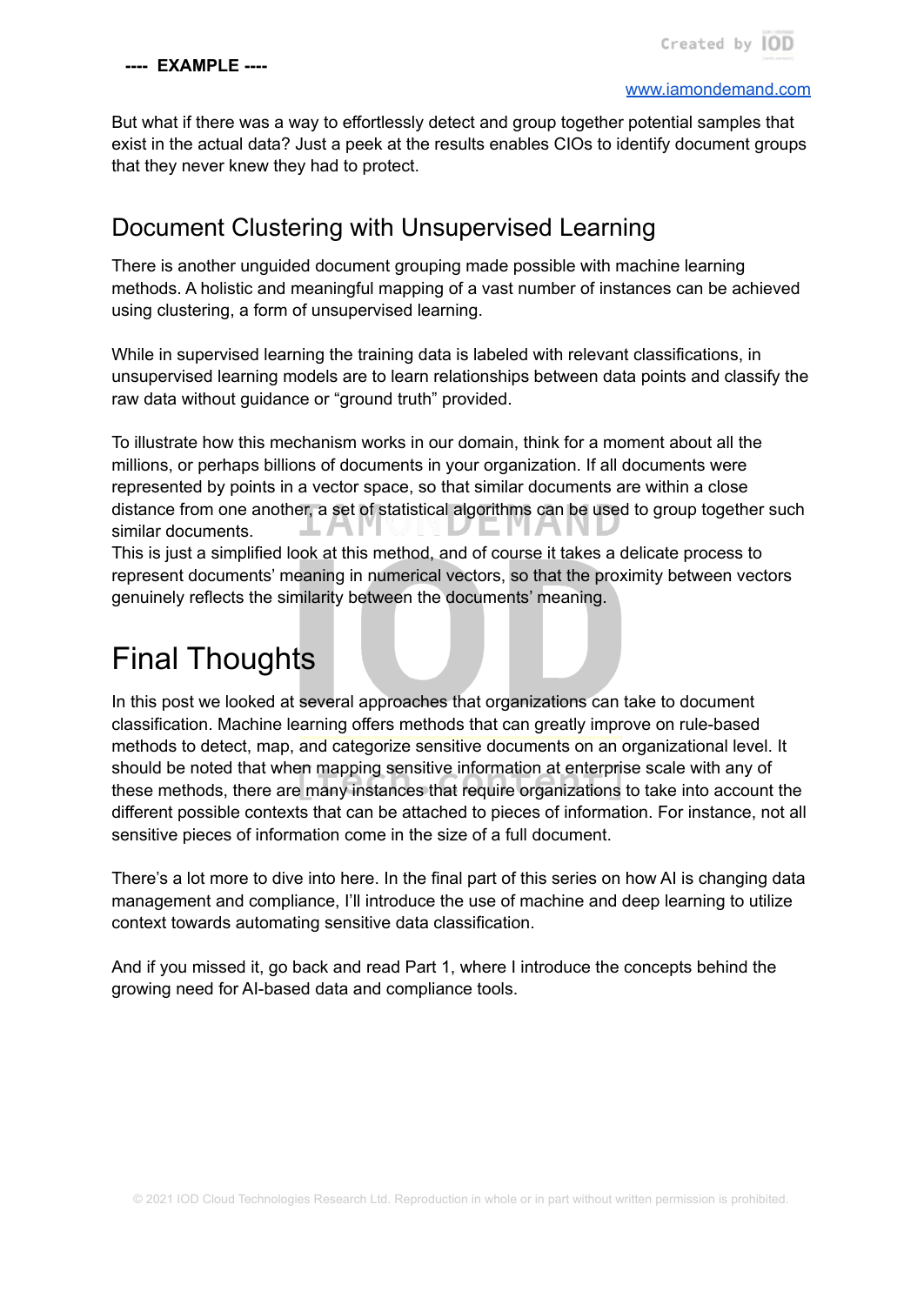But what if there was a way to effortlessly detect and group together potential samples that exist in the actual data? Just a peek at the results enables CIOs to identify document groups that they never knew they had to protect.

## Document Clustering with Unsupervised Learning

There is another unguided document grouping made possible with machine learning methods. A holistic and meaningful mapping of a vast number of instances can be achieved using clustering, a form of unsupervised learning.

While in supervised learning the training data is labeled with relevant classifications, in unsupervised learning models are to learn relationships between data points and classify the raw data without guidance or "ground truth" provided.

To illustrate how this mechanism works in our domain, think for a moment about all the millions, or perhaps billions of documents in your organization. If all documents were represented by points in a vector space, so that similar documents are within a close distance from one another, a set of statistical algorithms can be used to group together such similar documents.
This is just a simplified look at this method, and of course it takes a delicate process to represent documents' meaning in numerical vectors, so that the proximity between vectors genuinely reflects the similarity between the documents' meaning.

# Final Thoughts

In this post we looked at several approaches that organizations can take to document classification. Machine learning offers methods that can greatly improve on rule-based methods to detect, map, and categorize sensitive documents on an organizational level. It should be noted that when mapping sensitive information at enterprise scale with any of these methods, there are many instances that require organizations to take into account the different possible contexts that can be attached to pieces of information. For instance, not all sensitive pieces of information come in the size of a full document.

There's a lot more to dive into here. In the final part of this series on how AI is changing data management and compliance, I'll introduce the use of machine and deep learning to utilize context towards automating sensitive data classification.

And if you missed it, go back and read Part 1, where I introduce the concepts behind the growing need for AI-based data and compliance tools.